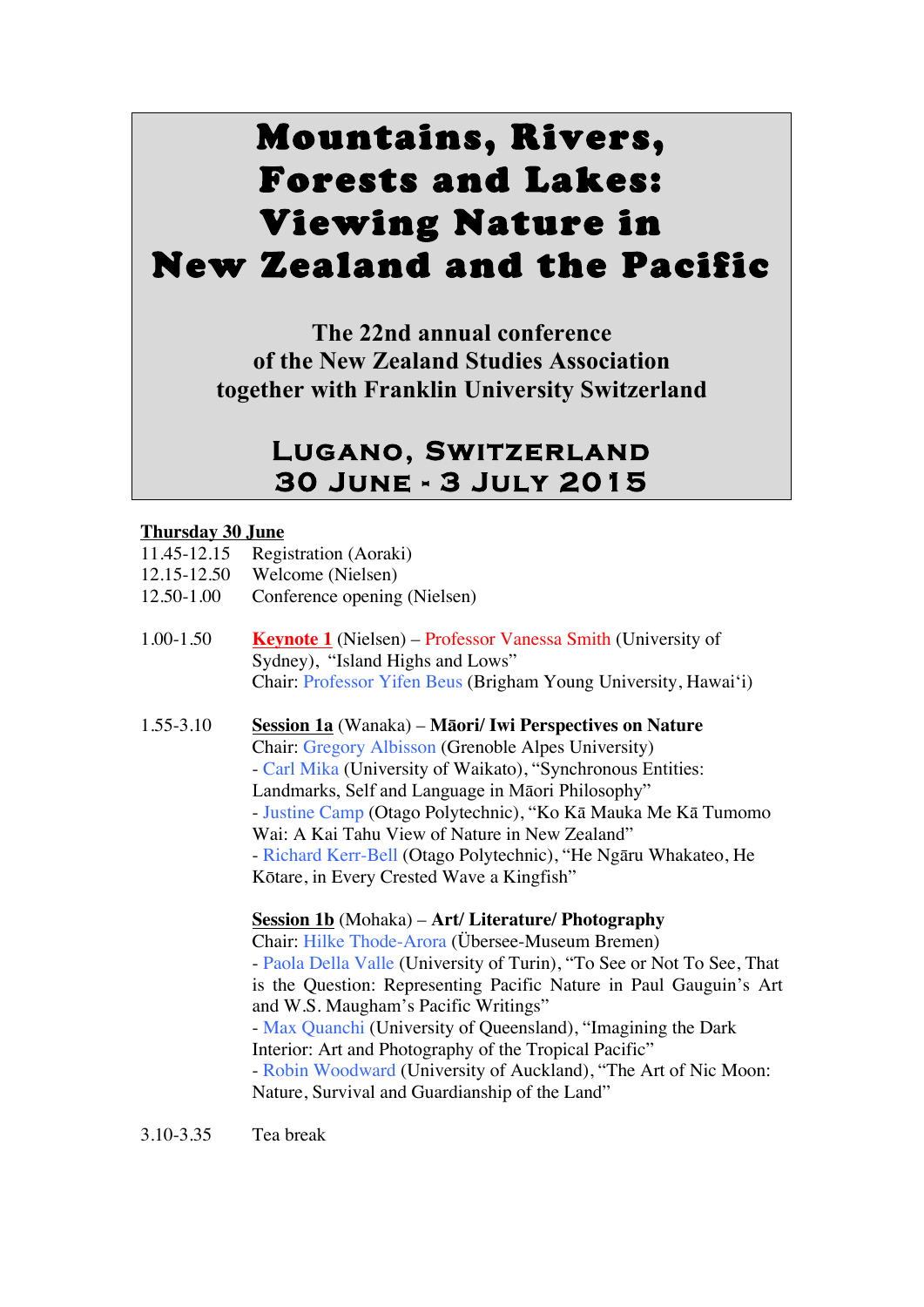# Mountains, Rivers, Forests and Lakes: Viewing Nature in New Zealand and the Pacific

**The 22nd annual conference of the New Zealand Studies Association together with Franklin University Switzerland**

## Lugano, Switzerland
## 30 June - 3 July 2015

**Thursday 30 June**

11.45-12.15 Registration (Aoraki)
12.15-12.50 Welcome (Nielsen)
12.50-1.00 Conference opening (Nielsen)

1.00-1.50 **Keynote 1** (Nielsen) – Professor Vanessa Smith (University of Sydney), "Island Highs and Lows"
Chair: Professor Yifen Beus (Brigham Young University, Hawai'i)

1.55-3.10 **Session 1a** (Wanaka) – **Māori/ Iwi Perspectives on Nature**
Chair: Gregory Albisson (Grenoble Alpes University)
- Carl Mika (University of Waikato), "Synchronous Entities: Landmarks, Self and Language in Māori Philosophy"
- Justine Camp (Otago Polytechnic), "Ko Kā Mauka Me Kā Tumomo Wai: A Kai Tahu View of Nature in New Zealand"
- Richard Kerr-Bell (Otago Polytechnic), "He Ngāru Whakateo, He Kōtare, in Every Crested Wave a Kingfish"

**Session 1b** (Mohaka) – **Art/ Literature/ Photography**
Chair: Hilke Thode-Arora (Übersee-Museum Bremen)
- Paola Della Valle (University of Turin), "To See or Not To See, That is the Question: Representing Pacific Nature in Paul Gauguin's Art and W.S. Maugham's Pacific Writings"
- Max Quanchi (University of Queensland), "Imagining the Dark Interior: Art and Photography of the Tropical Pacific"
- Robin Woodward (University of Auckland), "The Art of Nic Moon: Nature, Survival and Guardianship of the Land"

3.10-3.35 Tea break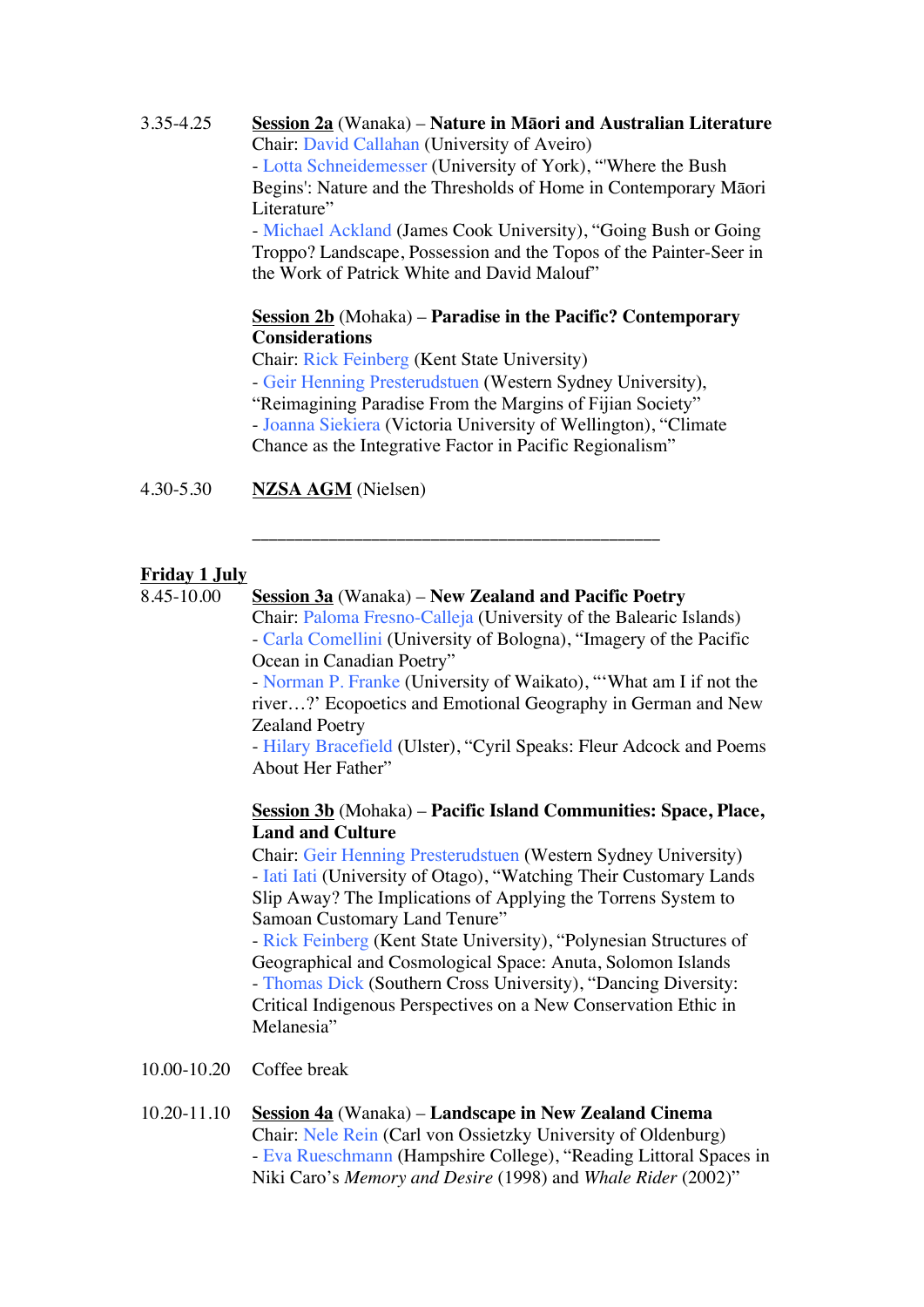3.35-4.25 **<u>Session 2a</u>** (Wanaka) – **Nature in Māori and Australian Literature**
Chair: David Callahan (University of Aveiro)
- Lotta Schneidemesser (University of York), "'Where the Bush Begins': Nature and the Thresholds of Home in Contemporary Māori Literature"
- Michael Ackland (James Cook University), "Going Bush or Going Troppo? Landscape, Possession and the Topos of the Painter-Seer in the Work of Patrick White and David Malouf"

**<u>Session 2b</u>** (Mohaka) – **Paradise in the Pacific? Contemporary Considerations**
Chair: Rick Feinberg (Kent State University)
- Geir Henning Presterudstuen (Western Sydney University), "Reimagining Paradise From the Margins of Fijian Society"
- Joanna Siekiera (Victoria University of Wellington), "Climate Chance as the Integrative Factor in Pacific Regionalism"

4.30-5.30 **<u>NZSA AGM</u>** (Nielsen)

---

**<u>Friday 1 July</u>**

8.45-10.00 **<u>Session 3a</u>** (Wanaka) – **New Zealand and Pacific Poetry**
Chair: Paloma Fresno-Calleja (University of the Balearic Islands)
- Carla Comellini (University of Bologna), "Imagery of the Pacific Ocean in Canadian Poetry"
- Norman P. Franke (University of Waikato), "'What am I if not the river…?' Ecopoetics and Emotional Geography in German and New Zealand Poetry
- Hilary Bracefield (Ulster), "Cyril Speaks: Fleur Adcock and Poems About Her Father"

**<u>Session 3b</u>** (Mohaka) – **Pacific Island Communities: Space, Place, Land and Culture**
Chair: Geir Henning Presterudstuen (Western Sydney University)
- Iati Iati (University of Otago), "Watching Their Customary Lands Slip Away? The Implications of Applying the Torrens System to Samoan Customary Land Tenure"
- Rick Feinberg (Kent State University), "Polynesian Structures of Geographical and Cosmological Space: Anuta, Solomon Islands
- Thomas Dick (Southern Cross University), "Dancing Diversity: Critical Indigenous Perspectives on a New Conservation Ethic in Melanesia"

10.00-10.20 Coffee break

10.20-11.10 **<u>Session 4a</u>** (Wanaka) – **Landscape in New Zealand Cinema**
Chair: Nele Rein (Carl von Ossietzky University of Oldenburg)
- Eva Rueschmann (Hampshire College), "Reading Littoral Spaces in Niki Caro's *Memory and Desire* (1998) and *Whale Rider* (2002)"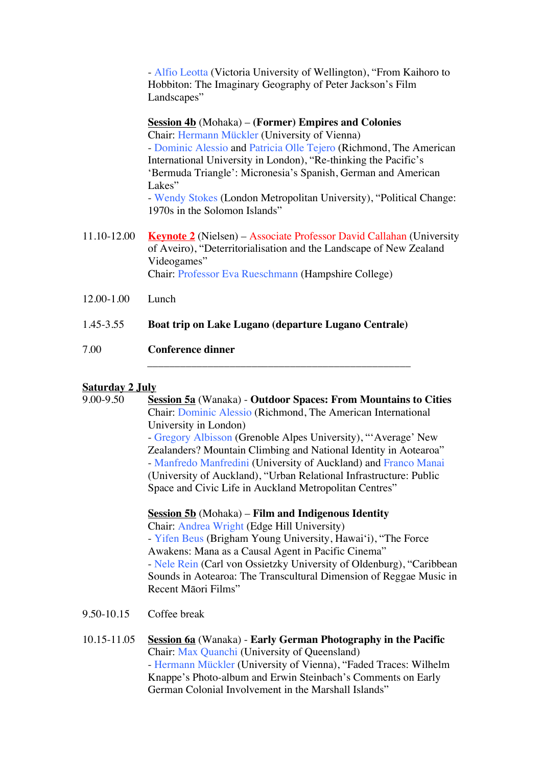- Alfio Leotta (Victoria University of Wellington), "From Kaihoro to Hobbiton: The Imaginary Geography of Peter Jackson's Film Landscapes"

**Session 4b** (Mohaka) – **(Former) Empires and Colonies**
Chair: Hermann Mückler (University of Vienna)
- Dominic Alessio and Patricia Olle Tejero (Richmond, The American International University in London), "Re-thinking the Pacific's 'Bermuda Triangle': Micronesia's Spanish, German and American Lakes"
- Wendy Stokes (London Metropolitan University), "Political Change: 1970s in the Solomon Islands"

11.10-12.00 **Keynote 2** (Nielsen) – Associate Professor David Callahan (University of Aveiro), "Deterritorialisation and the Landscape of New Zealand Videogames"
Chair: Professor Eva Rueschmann (Hampshire College)

12.00-1.00 Lunch

1.45-3.55 **Boat trip on Lake Lugano (departure Lugano Centrale)**

7.00 **Conference dinner**

---

## Saturday 2 July

9.00-9.50 **Session 5a** (Wanaka) - **Outdoor Spaces: From Mountains to Cities**
Chair: Dominic Alessio (Richmond, The American International University in London)
- Gregory Albisson (Grenoble Alpes University), "'Average' New Zealanders? Mountain Climbing and National Identity in Aotearoa"
- Manfredo Manfredini (University of Auckland) and Franco Manai (University of Auckland), "Urban Relational Infrastructure: Public Space and Civic Life in Auckland Metropolitan Centres"

**Session 5b** (Mohaka) – **Film and Indigenous Identity**
Chair: Andrea Wright (Edge Hill University)
- Yifen Beus (Brigham Young University, Hawai'i), "The Force Awakens: Mana as a Causal Agent in Pacific Cinema"
- Nele Rein (Carl von Ossietzky University of Oldenburg), "Caribbean Sounds in Aotearoa: The Transcultural Dimension of Reggae Music in Recent Māori Films"

9.50-10.15 Coffee break

10.15-11.05 **Session 6a** (Wanaka) - **Early German Photography in the Pacific**
Chair: Max Quanchi (University of Queensland)
- Hermann Mückler (University of Vienna), "Faded Traces: Wilhelm Knappe's Photo-album and Erwin Steinbach's Comments on Early German Colonial Involvement in the Marshall Islands"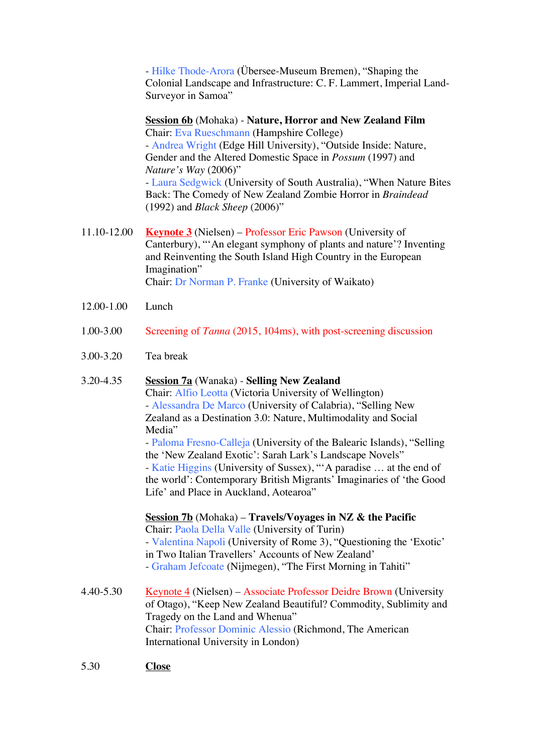- Hilke Thode-Arora (Übersee-Museum Bremen), "Shaping the Colonial Landscape and Infrastructure: C. F. Lammert, Imperial Land-Surveyor in Samoa"

**Session 6b** (Mohaka) - **Nature, Horror and New Zealand Film**
Chair: Eva Rueschmann (Hampshire College)
- Andrea Wright (Edge Hill University), "Outside Inside: Nature, Gender and the Altered Domestic Space in *Possum* (1997) and *Nature's Way* (2006)"
- Laura Sedgwick (University of South Australia), "When Nature Bites Back: The Comedy of New Zealand Zombie Horror in *Braindead* (1992) and *Black Sheep* (2006)"

11.10-12.00 **Keynote 3** (Nielsen) – Professor Eric Pawson (University of Canterbury), "'An elegant symphony of plants and nature'? Inventing and Reinventing the South Island High Country in the European Imagination"
Chair: Dr Norman P. Franke (University of Waikato)

12.00-1.00 Lunch

1.00-3.00 Screening of *Tanna* (2015, 104ms), with post-screening discussion

3.00-3.20 Tea break

3.20-4.35 **Session 7a** (Wanaka) - **Selling New Zealand**
Chair: Alfio Leotta (Victoria University of Wellington)
- Alessandra De Marco (University of Calabria), "Selling New Zealand as a Destination 3.0: Nature, Multimodality and Social Media"
- Paloma Fresno-Calleja (University of the Balearic Islands), "Selling the 'New Zealand Exotic': Sarah Lark's Landscape Novels"
- Katie Higgins (University of Sussex), "'A paradise … at the end of the world': Contemporary British Migrants' Imaginaries of 'the Good Life' and Place in Auckland, Aotearoa"

**Session 7b** (Mohaka) – **Travels/Voyages in NZ & the Pacific**
Chair: Paola Della Valle (University of Turin)
- Valentina Napoli (University of Rome 3), "Questioning the 'Exotic' in Two Italian Travellers' Accounts of New Zealand'
- Graham Jefcoate (Nijmegen), "The First Morning in Tahiti"

4.40-5.30 Keynote 4 (Nielsen) – Associate Professor Deidre Brown (University of Otago), "Keep New Zealand Beautiful? Commodity, Sublimity and Tragedy on the Land and Whenua"
Chair: Professor Dominic Alessio (Richmond, The American International University in London)

5.30 **Close**